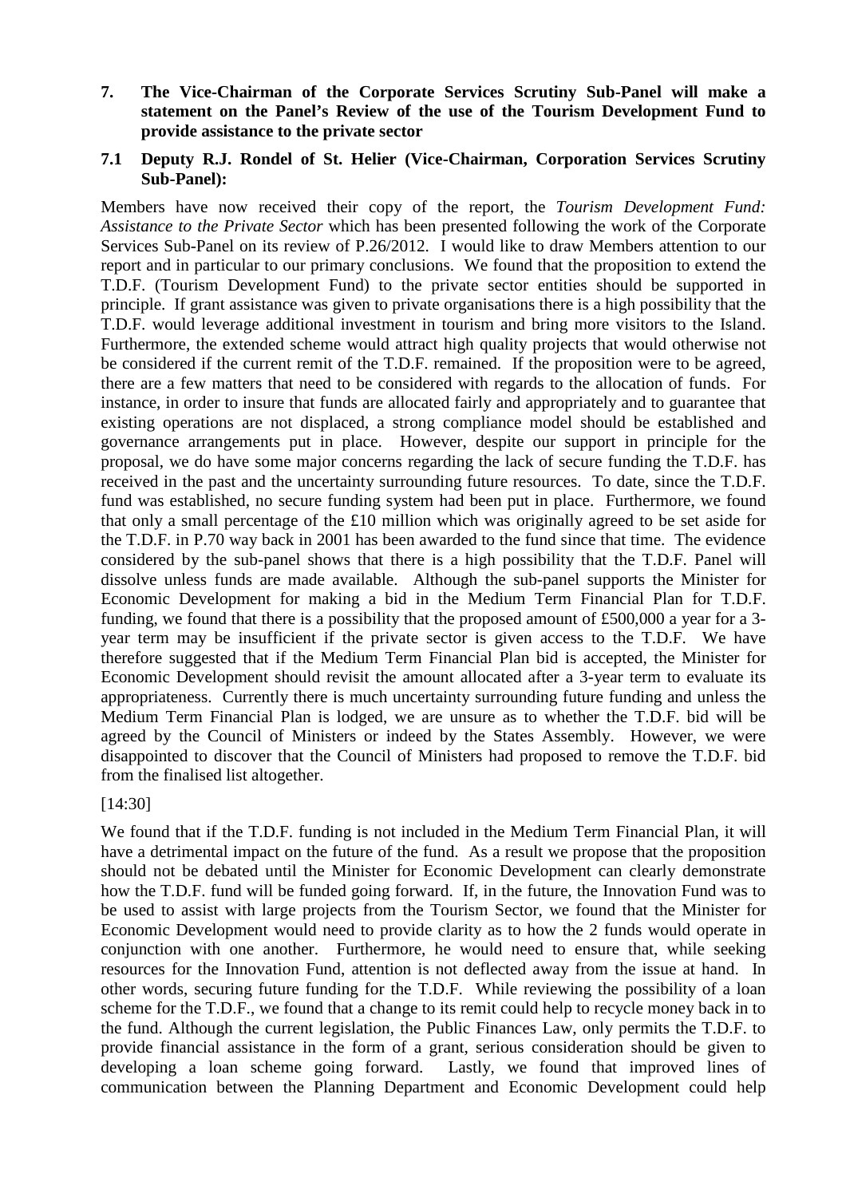**7. The Vice-Chairman of the Corporate Services Scrutiny Sub-Panel will make a statement on the Panel's Review of the use of the Tourism Development Fund to provide assistance to the private sector**

**7.1 Deputy R.J. Rondel of St. Helier (Vice-Chairman, Corporation Services Scrutiny Sub-Panel):**

Members have now received their copy of the report, the *Tourism Development Fund: Assistance to the Private Sector* which has been presented following the work of the Corporate Services Sub-Panel on its review of P.26/2012. I would like to draw Members attention to our report and in particular to our primary conclusions. We found that the proposition to extend the T.D.F. (Tourism Development Fund) to the private sector entities should be supported in principle. If grant assistance was given to private organisations there is a high possibility that the T.D.F. would leverage additional investment in tourism and bring more visitors to the Island. Furthermore, the extended scheme would attract high quality projects that would otherwise not be considered if the current remit of the T.D.F. remained. If the proposition were to be agreed, there are a few matters that need to be considered with regards to the allocation of funds. For instance, in order to insure that funds are allocated fairly and appropriately and to guarantee that existing operations are not displaced, a strong compliance model should be established and governance arrangements put in place. However, despite our support in principle for the proposal, we do have some major concerns regarding the lack of secure funding the T.D.F. has received in the past and the uncertainty surrounding future resources. To date, since the T.D.F. fund was established, no secure funding system had been put in place. Furthermore, we found that only a small percentage of the £10 million which was originally agreed to be set aside for the T.D.F. in P.70 way back in 2001 has been awarded to the fund since that time. The evidence considered by the sub-panel shows that there is a high possibility that the T.D.F. Panel will dissolve unless funds are made available. Although the sub-panel supports the Minister for Economic Development for making a bid in the Medium Term Financial Plan for T.D.F. funding, we found that there is a possibility that the proposed amount of £500,000 a year for a 3-year term may be insufficient if the private sector is given access to the T.D.F. We have therefore suggested that if the Medium Term Financial Plan bid is accepted, the Minister for Economic Development should revisit the amount allocated after a 3-year term to evaluate its appropriateness. Currently there is much uncertainty surrounding future funding and unless the Medium Term Financial Plan is lodged, we are unsure as to whether the T.D.F. bid will be agreed by the Council of Ministers or indeed by the States Assembly. However, we were disappointed to discover that the Council of Ministers had proposed to remove the T.D.F. bid from the finalised list altogether.

[14:30]

We found that if the T.D.F. funding is not included in the Medium Term Financial Plan, it will have a detrimental impact on the future of the fund. As a result we propose that the proposition should not be debated until the Minister for Economic Development can clearly demonstrate how the T.D.F. fund will be funded going forward. If, in the future, the Innovation Fund was to be used to assist with large projects from the Tourism Sector, we found that the Minister for Economic Development would need to provide clarity as to how the 2 funds would operate in conjunction with one another. Furthermore, he would need to ensure that, while seeking resources for the Innovation Fund, attention is not deflected away from the issue at hand. In other words, securing future funding for the T.D.F. While reviewing the possibility of a loan scheme for the T.D.F., we found that a change to its remit could help to recycle money back in to the fund. Although the current legislation, the Public Finances Law, only permits the T.D.F. to provide financial assistance in the form of a grant, serious consideration should be given to developing a loan scheme going forward. Lastly, we found that improved lines of communication between the Planning Department and Economic Development could help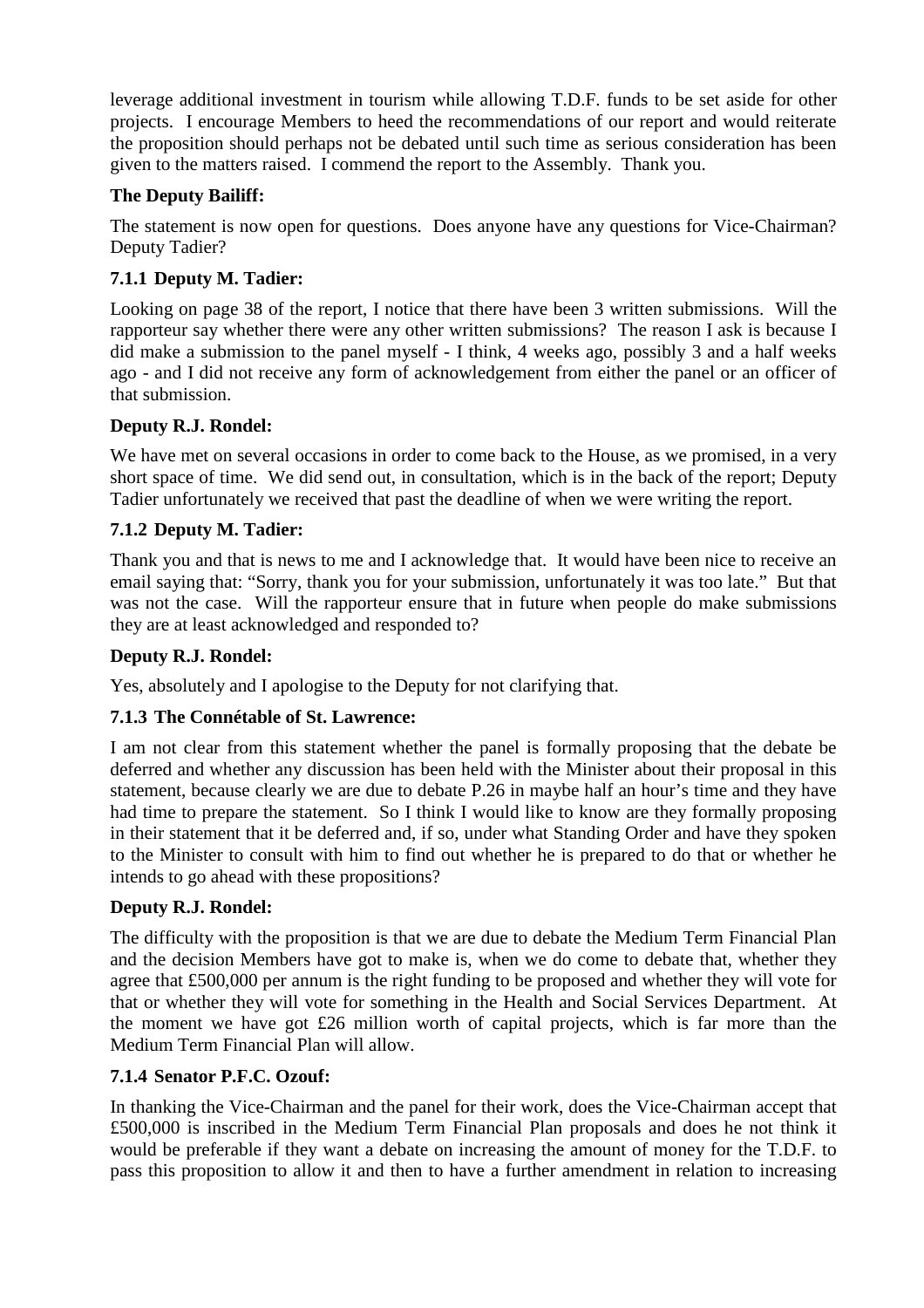leverage additional investment in tourism while allowing T.D.F. funds to be set aside for other projects. I encourage Members to heed the recommendations of our report and would reiterate the proposition should perhaps not be debated until such time as serious consideration has been given to the matters raised. I commend the report to the Assembly. Thank you.

**The Deputy Bailiff:**

The statement is now open for questions. Does anyone have any questions for Vice-Chairman? Deputy Tadier?

**7.1.1 Deputy M. Tadier:**

Looking on page 38 of the report, I notice that there have been 3 written submissions. Will the rapporteur say whether there were any other written submissions? The reason I ask is because I did make a submission to the panel myself - I think, 4 weeks ago, possibly 3 and a half weeks ago - and I did not receive any form of acknowledgement from either the panel or an officer of that submission.

**Deputy R.J. Rondel:**

We have met on several occasions in order to come back to the House, as we promised, in a very short space of time. We did send out, in consultation, which is in the back of the report; Deputy Tadier unfortunately we received that past the deadline of when we were writing the report.

**7.1.2 Deputy M. Tadier:**

Thank you and that is news to me and I acknowledge that. It would have been nice to receive an email saying that: "Sorry, thank you for your submission, unfortunately it was too late." But that was not the case. Will the rapporteur ensure that in future when people do make submissions they are at least acknowledged and responded to?

**Deputy R.J. Rondel:**

Yes, absolutely and I apologise to the Deputy for not clarifying that.

**7.1.3 The Connétable of St. Lawrence:**

I am not clear from this statement whether the panel is formally proposing that the debate be deferred and whether any discussion has been held with the Minister about their proposal in this statement, because clearly we are due to debate P.26 in maybe half an hour's time and they have had time to prepare the statement. So I think I would like to know are they formally proposing in their statement that it be deferred and, if so, under what Standing Order and have they spoken to the Minister to consult with him to find out whether he is prepared to do that or whether he intends to go ahead with these propositions?

**Deputy R.J. Rondel:**

The difficulty with the proposition is that we are due to debate the Medium Term Financial Plan and the decision Members have got to make is, when we do come to debate that, whether they agree that £500,000 per annum is the right funding to be proposed and whether they will vote for that or whether they will vote for something in the Health and Social Services Department. At the moment we have got £26 million worth of capital projects, which is far more than the Medium Term Financial Plan will allow.

**7.1.4 Senator P.F.C. Ozouf:**

In thanking the Vice-Chairman and the panel for their work, does the Vice-Chairman accept that £500,000 is inscribed in the Medium Term Financial Plan proposals and does he not think it would be preferable if they want a debate on increasing the amount of money for the T.D.F. to pass this proposition to allow it and then to have a further amendment in relation to increasing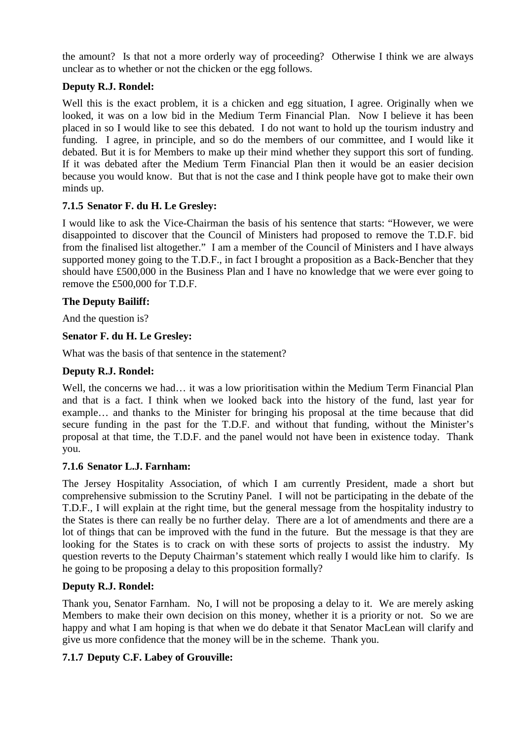the amount? Is that not a more orderly way of proceeding? Otherwise I think we are always unclear as to whether or not the chicken or the egg follows.

**Deputy R.J. Rondel:**

Well this is the exact problem, it is a chicken and egg situation, I agree. Originally when we looked, it was on a low bid in the Medium Term Financial Plan. Now I believe it has been placed in so I would like to see this debated. I do not want to hold up the tourism industry and funding. I agree, in principle, and so do the members of our committee, and I would like it debated. But it is for Members to make up their mind whether they support this sort of funding. If it was debated after the Medium Term Financial Plan then it would be an easier decision because you would know. But that is not the case and I think people have got to make their own minds up.

### 7.1.5 Senator F. du H. Le Gresley:

I would like to ask the Vice-Chairman the basis of his sentence that starts: "However, we were disappointed to discover that the Council of Ministers had proposed to remove the T.D.F. bid from the finalised list altogether." I am a member of the Council of Ministers and I have always supported money going to the T.D.F., in fact I brought a proposition as a Back-Bencher that they should have £500,000 in the Business Plan and I have no knowledge that we were ever going to remove the £500,000 for T.D.F.

**The Deputy Bailiff:**

And the question is?

**Senator F. du H. Le Gresley:**

What was the basis of that sentence in the statement?

**Deputy R.J. Rondel:**

Well, the concerns we had… it was a low prioritisation within the Medium Term Financial Plan and that is a fact. I think when we looked back into the history of the fund, last year for example… and thanks to the Minister for bringing his proposal at the time because that did secure funding in the past for the T.D.F. and without that funding, without the Minister's proposal at that time, the T.D.F. and the panel would not have been in existence today. Thank you.

### 7.1.6 Senator L.J. Farnham:

The Jersey Hospitality Association, of which I am currently President, made a short but comprehensive submission to the Scrutiny Panel. I will not be participating in the debate of the T.D.F., I will explain at the right time, but the general message from the hospitality industry to the States is there can really be no further delay. There are a lot of amendments and there are a lot of things that can be improved with the fund in the future. But the message is that they are looking for the States is to crack on with these sorts of projects to assist the industry. My question reverts to the Deputy Chairman's statement which really I would like him to clarify. Is he going to be proposing a delay to this proposition formally?

**Deputy R.J. Rondel:**

Thank you, Senator Farnham. No, I will not be proposing a delay to it. We are merely asking Members to make their own decision on this money, whether it is a priority or not. So we are happy and what I am hoping is that when we do debate it that Senator MacLean will clarify and give us more confidence that the money will be in the scheme. Thank you.

### 7.1.7 Deputy C.F. Labey of Grouville: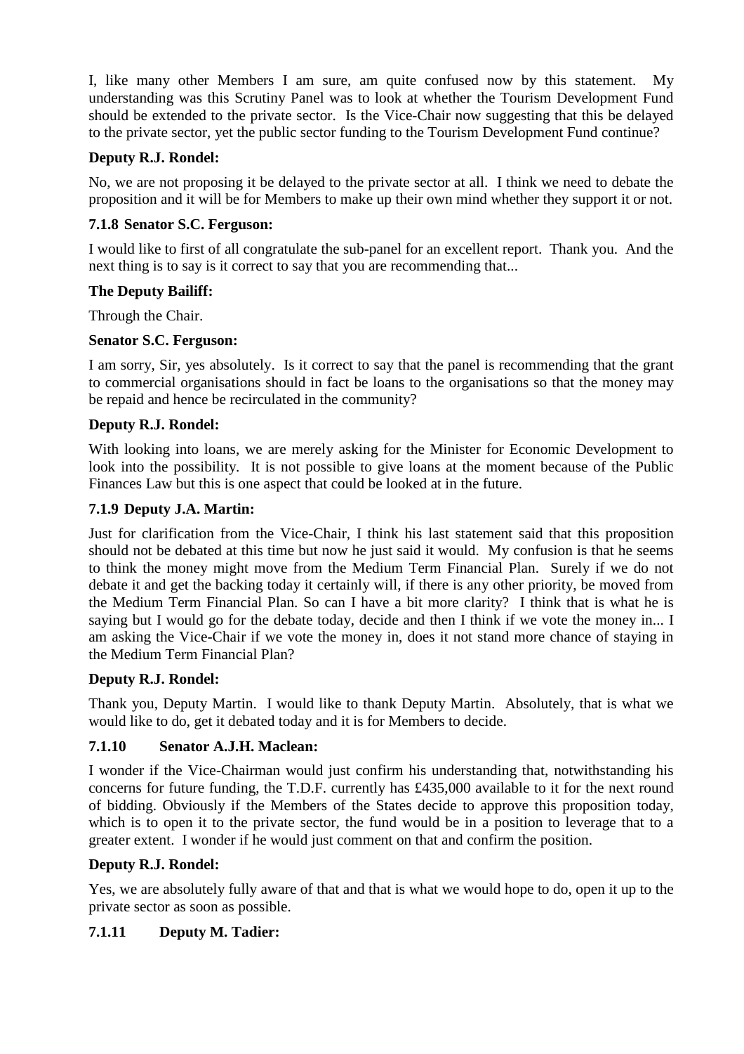I, like many other Members I am sure, am quite confused now by this statement. My understanding was this Scrutiny Panel was to look at whether the Tourism Development Fund should be extended to the private sector. Is the Vice-Chair now suggesting that this be delayed to the private sector, yet the public sector funding to the Tourism Development Fund continue?

**Deputy R.J. Rondel:**

No, we are not proposing it be delayed to the private sector at all. I think we need to debate the proposition and it will be for Members to make up their own mind whether they support it or not.

**7.1.8 Senator S.C. Ferguson:**

I would like to first of all congratulate the sub-panel for an excellent report. Thank you. And the next thing is to say is it correct to say that you are recommending that...

**The Deputy Bailiff:**

Through the Chair.

**Senator S.C. Ferguson:**

I am sorry, Sir, yes absolutely. Is it correct to say that the panel is recommending that the grant to commercial organisations should in fact be loans to the organisations so that the money may be repaid and hence be recirculated in the community?

**Deputy R.J. Rondel:**

With looking into loans, we are merely asking for the Minister for Economic Development to look into the possibility. It is not possible to give loans at the moment because of the Public Finances Law but this is one aspect that could be looked at in the future.

**7.1.9 Deputy J.A. Martin:**

Just for clarification from the Vice-Chair, I think his last statement said that this proposition should not be debated at this time but now he just said it would. My confusion is that he seems to think the money might move from the Medium Term Financial Plan. Surely if we do not debate it and get the backing today it certainly will, if there is any other priority, be moved from the Medium Term Financial Plan. So can I have a bit more clarity? I think that is what he is saying but I would go for the debate today, decide and then I think if we vote the money in... I am asking the Vice-Chair if we vote the money in, does it not stand more chance of staying in the Medium Term Financial Plan?

**Deputy R.J. Rondel:**

Thank you, Deputy Martin. I would like to thank Deputy Martin. Absolutely, that is what we would like to do, get it debated today and it is for Members to decide.

**7.1.10 Senator A.J.H. Maclean:**

I wonder if the Vice-Chairman would just confirm his understanding that, notwithstanding his concerns for future funding, the T.D.F. currently has £435,000 available to it for the next round of bidding. Obviously if the Members of the States decide to approve this proposition today, which is to open it to the private sector, the fund would be in a position to leverage that to a greater extent. I wonder if he would just comment on that and confirm the position.

**Deputy R.J. Rondel:**

Yes, we are absolutely fully aware of that and that is what we would hope to do, open it up to the private sector as soon as possible.

**7.1.11 Deputy M. Tadier:**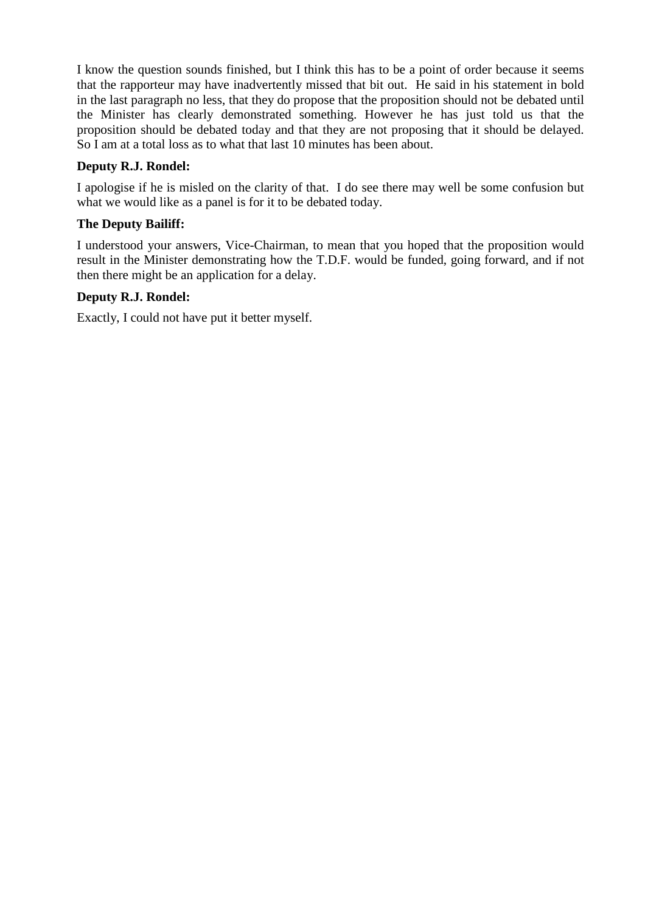I know the question sounds finished, but I think this has to be a point of order because it seems that the rapporteur may have inadvertently missed that bit out. He said in his statement in bold in the last paragraph no less, that they do propose that the proposition should not be debated until the Minister has clearly demonstrated something. However he has just told us that the proposition should be debated today and that they are not proposing that it should be delayed. So I am at a total loss as to what that last 10 minutes has been about.

**Deputy R.J. Rondel:**

I apologise if he is misled on the clarity of that. I do see there may well be some confusion but what we would like as a panel is for it to be debated today.

**The Deputy Bailiff:**

I understood your answers, Vice-Chairman, to mean that you hoped that the proposition would result in the Minister demonstrating how the T.D.F. would be funded, going forward, and if not then there might be an application for a delay.

**Deputy R.J. Rondel:**

Exactly, I could not have put it better myself.